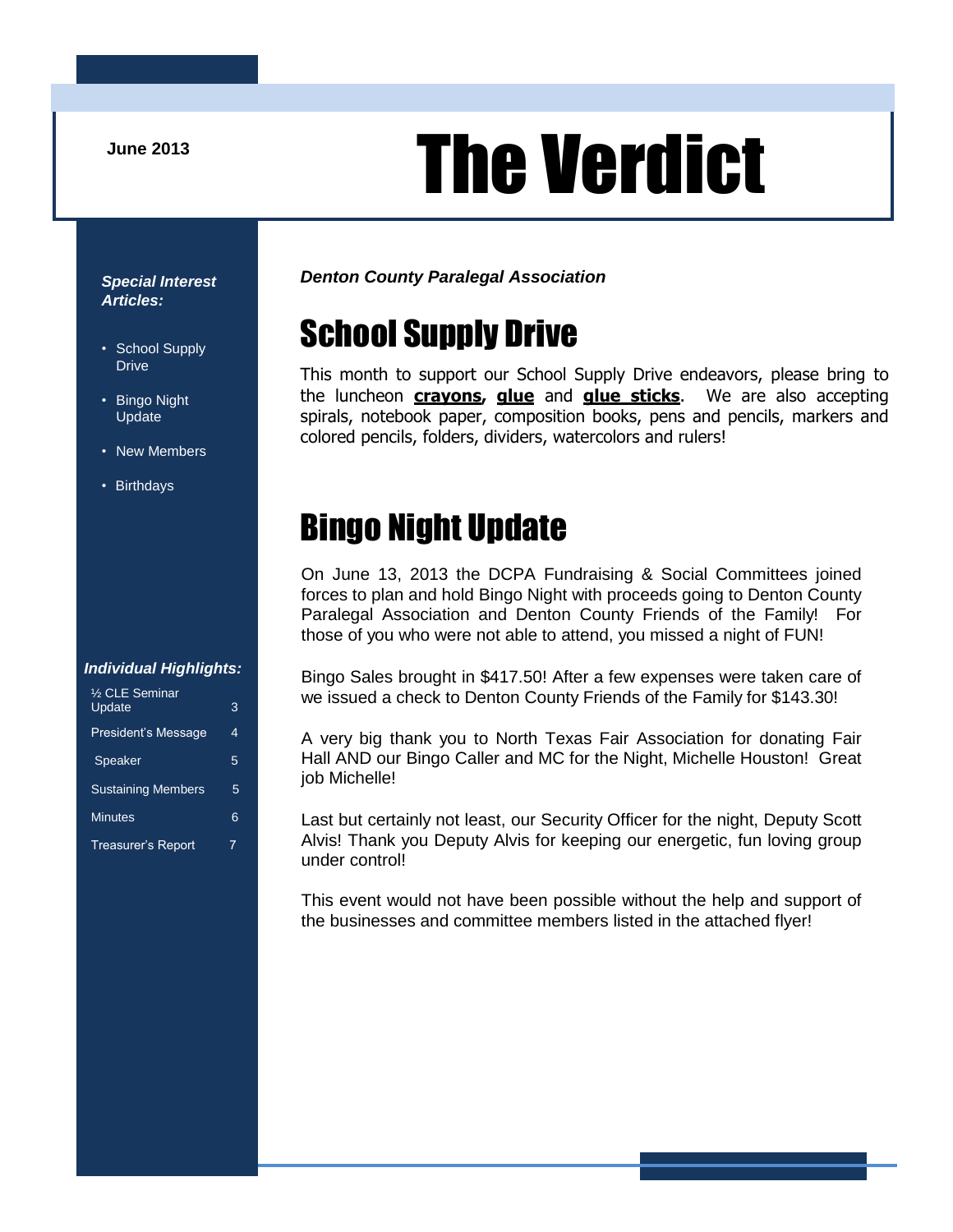June 2013

# The Verdict

***Denton County Paralegal Association***

## School Supply Drive

This month to support our School Supply Drive endeavors, please bring to the luncheon **crayons**, **glue** and **glue sticks**. We are also accepting spirals, notebook paper, composition books, pens and pencils, markers and colored pencils, folders, dividers, watercolors and rulers!

## Bingo Night Update

On June 13, 2013 the DCPA Fundraising & Social Committees joined forces to plan and hold Bingo Night with proceeds going to Denton County Paralegal Association and Denton County Friends of the Family! For those of you who were not able to attend, you missed a night of FUN!

Bingo Sales brought in $417.50! After a few expenses were taken care of we issued a check to Denton County Friends of the Family for $143.30!

A very big thank you to North Texas Fair Association for donating Fair Hall AND our Bingo Caller and MC for the Night, Michelle Houston! Great job Michelle!

Last but certainly not least, our Security Officer for the night, Deputy Scott Alvis! Thank you Deputy Alvis for keeping our energetic, fun loving group under control!

This event would not have been possible without the help and support of the businesses and committee members listed in the attached flyer!

***Special Interest Articles:***

- School Supply Drive
- Bingo Night Update
- New Members
- Birthdays

***Individual Highlights:***

| | |
|---|---|
| ½ CLE Seminar Update | 3 |
| President's Message | 4 |
| Speaker | 5 |
| Sustaining Members | 5 |
| Minutes | 6 |
| Treasurer's Report | 7 |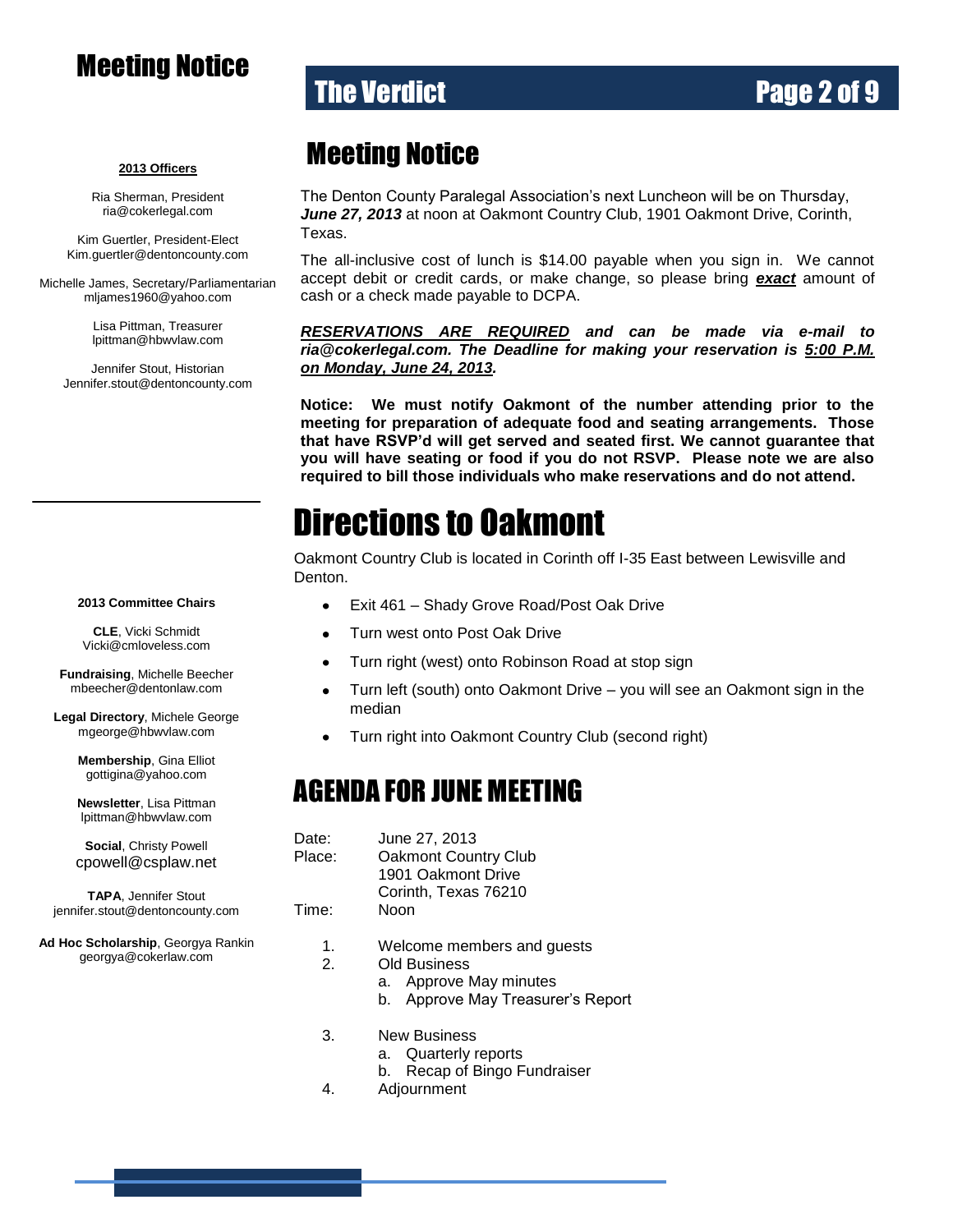# Meeting Notice

**2013 Officers**

Ria Sherman, President
ria@cokerlegal.com

Kim Guertler, President-Elect
Kim.guertler@dentoncounty.com

Michelle James, Secretary/Parliamentarian
mljames1960@yahoo.com

Lisa Pittman, Treasurer
lpittman@hbwvlaw.com

Jennifer Stout, Historian
Jennifer.stout@dentoncounty.com

**2013 Committee Chairs**

**CLE**, Vicki Schmidt
Vicki@cmloveless.com

**Fundraising**, Michelle Beecher
mbeecher@dentonlaw.com

**Legal Directory**, Michele George
mgeorge@hbwvlaw.com

**Membership**, Gina Elliot
gottigina@yahoo.com

**Newsletter**, Lisa Pittman
lpittman@hbwvlaw.com

**Social**, Christy Powell
cpowell@csplaw.net

**TAPA**, Jennifer Stout
jennifer.stout@dentoncounty.com

**Ad Hoc Scholarship**, Georgya Rankin
georgya@cokerlaw.com

## Meeting Notice

The Denton County Paralegal Association's next Luncheon will be on Thursday, ***June 27, 2013*** at noon at Oakmont Country Club, 1901 Oakmont Drive, Corinth, Texas.

The all-inclusive cost of lunch is $14.00 payable when you sign in. We cannot accept debit or credit cards, or make change, so please bring ***exact*** amount of cash or a check made payable to DCPA.

***RESERVATIONS ARE REQUIRED and can be made via e-mail to ria@cokerlegal.com. The Deadline for making your reservation is 5:00 P.M. on Monday, June 24, 2013.***

**Notice: We must notify Oakmont of the number attending prior to the meeting for preparation of adequate food and seating arrangements. Those that have RSVP'd will get served and seated first. We cannot guarantee that you will have seating or food if you do not RSVP. Please note we are also required to bill those individuals who make reservations and do not attend.**

# Directions to Oakmont

Oakmont Country Club is located in Corinth off I-35 East between Lewisville and Denton.

- Exit 461 – Shady Grove Road/Post Oak Drive
- Turn west onto Post Oak Drive
- Turn right (west) onto Robinson Road at stop sign
- Turn left (south) onto Oakmont Drive – you will see an Oakmont sign in the median
- Turn right into Oakmont Country Club (second right)

## AGENDA FOR JUNE MEETING

Date: June 27, 2013
Place: Oakmont Country Club
1901 Oakmont Drive
Corinth, Texas 76210
Time: Noon

1. Welcome members and guests
2. Old Business
   a. Approve May minutes
   b. Approve May Treasurer's Report
3. New Business
   a. Quarterly reports
   b. Recap of Bingo Fundraiser
4. Adjournment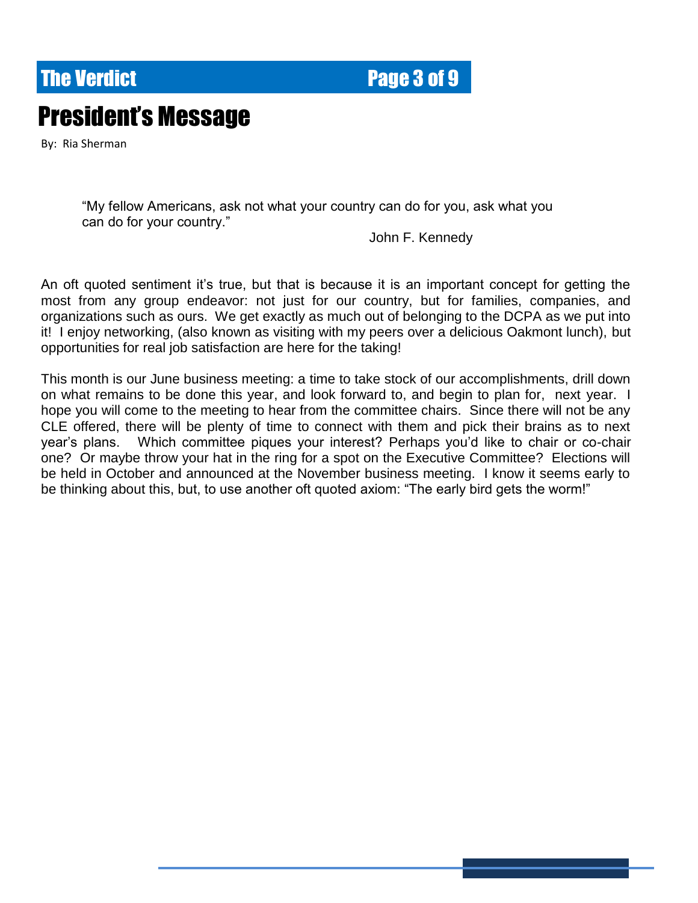# President's Message

By: Ria Sherman

> "My fellow Americans, ask not what your country can do for you, ask what you can do for your country."
>
> John F. Kennedy

An oft quoted sentiment it's true, but that is because it is an important concept for getting the most from any group endeavor: not just for our country, but for families, companies, and organizations such as ours. We get exactly as much out of belonging to the DCPA as we put into it! I enjoy networking, (also known as visiting with my peers over a delicious Oakmont lunch), but opportunities for real job satisfaction are here for the taking!

This month is our June business meeting: a time to take stock of our accomplishments, drill down on what remains to be done this year, and look forward to, and begin to plan for, next year. I hope you will come to the meeting to hear from the committee chairs. Since there will not be any CLE offered, there will be plenty of time to connect with them and pick their brains as to next year's plans. Which committee piques your interest? Perhaps you'd like to chair or co-chair one? Or maybe throw your hat in the ring for a spot on the Executive Committee? Elections will be held in October and announced at the November business meeting. I know it seems early to be thinking about this, but, to use another oft quoted axiom: "The early bird gets the worm!"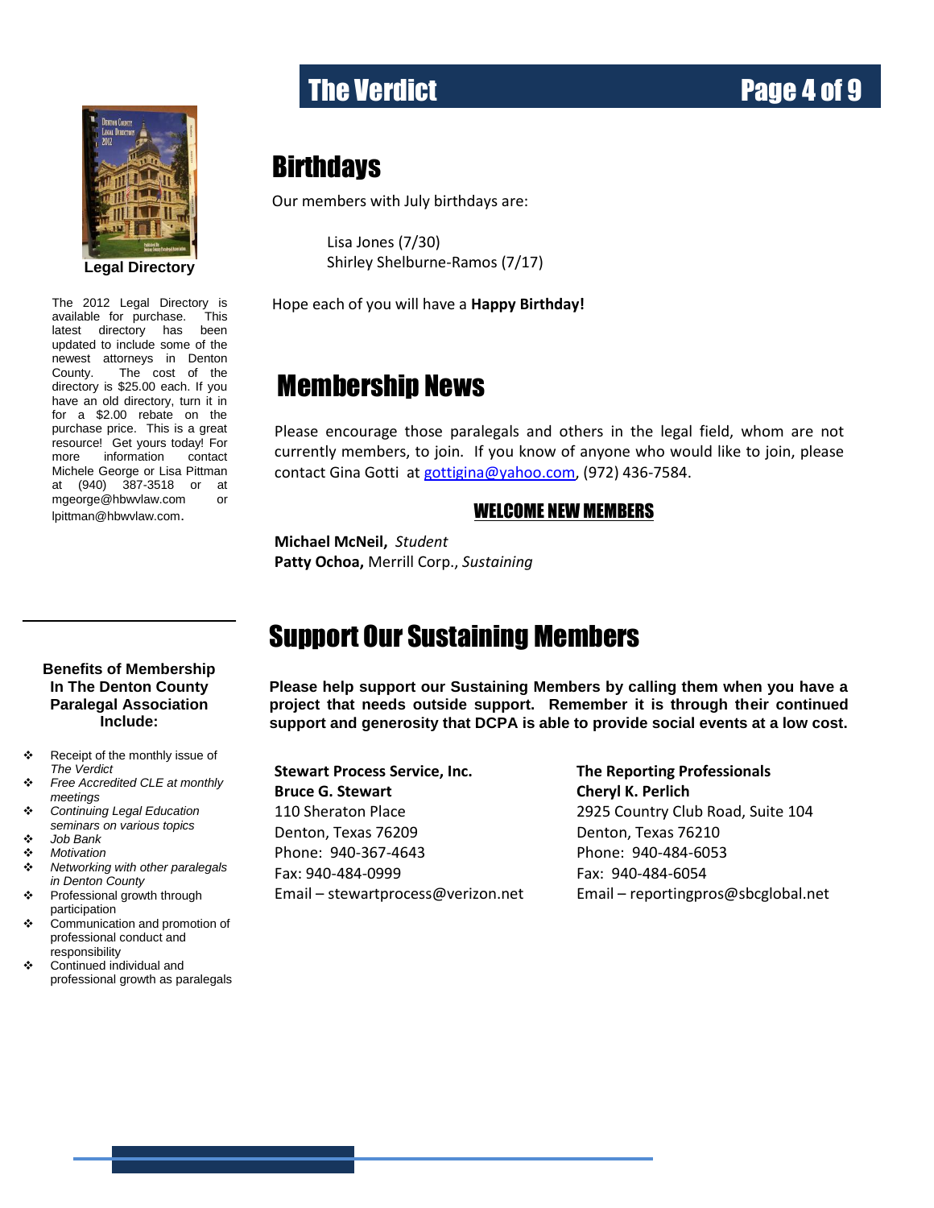## Legal Directory

The 2012 Legal Directory is available for purchase. This latest directory has been updated to include some of the newest attorneys in Denton County. The cost of the directory is $25.00 each. If you have an old directory, turn it in for a $2.00 rebate on the purchase price. This is a great resource! Get yours today! For more information contact Michele George or Lisa Pittman at (940) 387-3518 or at mgeorge@hbwvlaw.com or lpittman@hbwvlaw.com.

## Birthdays

Our members with July birthdays are:

Lisa Jones (7/30)
Shirley Shelburne-Ramos (7/17)

Hope each of you will have a **Happy Birthday!**

## Membership News

Please encourage those paralegals and others in the legal field, whom are not currently members, to join. If you know of anyone who would like to join, please contact Gina Gotti at gottigina@yahoo.com, (972) 436-7584.

### WELCOME NEW MEMBERS

**Michael McNeil,** *Student*
**Patty Ochoa,** Merrill Corp., *Sustaining*

## Support Our Sustaining Members

**Please help support our Sustaining Members by calling them when you have a project that needs outside support. Remember it is through their continued support and generosity that DCPA is able to provide social events at a low cost.**

**Stewart Process Service, Inc.**
**Bruce G. Stewart**
110 Sheraton Place
Denton, Texas 76209
Phone: 940-367-4643
Fax: 940-484-0999
Email – stewartprocess@verizon.net

**The Reporting Professionals**
**Cheryl K. Perlich**
2925 Country Club Road, Suite 104
Denton, Texas 76210
Phone: 940-484-6053
Fax: 940-484-6054
Email – reportingpros@sbcglobal.net

### Benefits of Membership In The Denton County Paralegal Association Include:

- Receipt of the monthly issue of *The Verdict*
- *Free Accredited CLE at monthly meetings*
- *Continuing Legal Education seminars on various topics*
- *Job Bank*
- *Motivation*
- *Networking with other paralegals in Denton County*
- Professional growth through participation
- Communication and promotion of professional conduct and responsibility
- Continued individual and professional growth as paralegals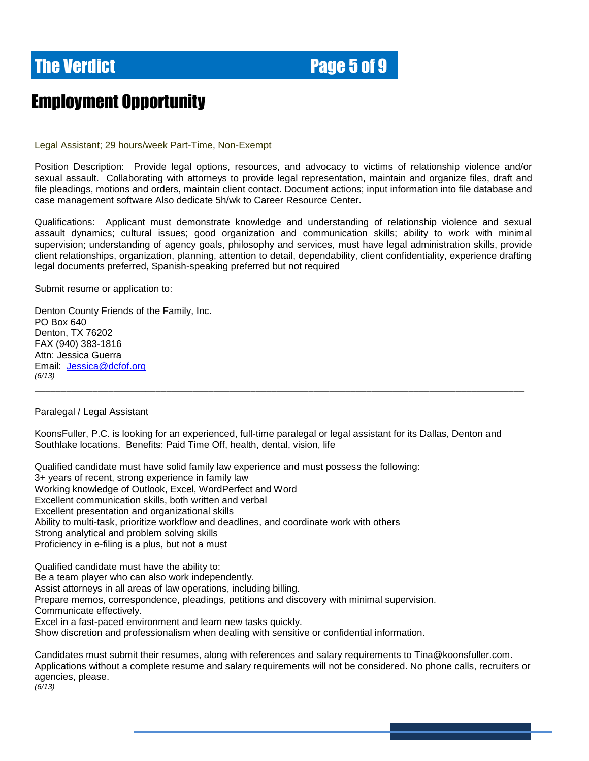# Employment Opportunity

Legal Assistant; 29 hours/week Part-Time, Non-Exempt

Position Description: Provide legal options, resources, and advocacy to victims of relationship violence and/or sexual assault. Collaborating with attorneys to provide legal representation, maintain and organize files, draft and file pleadings, motions and orders, maintain client contact. Document actions; input information into file database and case management software Also dedicate 5h/wk to Career Resource Center.

Qualifications: Applicant must demonstrate knowledge and understanding of relationship violence and sexual assault dynamics; cultural issues; good organization and communication skills; ability to work with minimal supervision; understanding of agency goals, philosophy and services, must have legal administration skills, provide client relationships, organization, planning, attention to detail, dependability, client confidentiality, experience drafting legal documents preferred, Spanish-speaking preferred but not required

Submit resume or application to:

Denton County Friends of the Family, Inc.
PO Box 640
Denton, TX 76202
FAX (940) 383-1816
Attn: Jessica Guerra
Email: Jessica@dcfof.org
*(6/13)*

---

Paralegal / Legal Assistant

KoonsFuller, P.C. is looking for an experienced, full-time paralegal or legal assistant for its Dallas, Denton and Southlake locations. Benefits: Paid Time Off, health, dental, vision, life

Qualified candidate must have solid family law experience and must possess the following:
3+ years of recent, strong experience in family law
Working knowledge of Outlook, Excel, WordPerfect and Word
Excellent communication skills, both written and verbal
Excellent presentation and organizational skills
Ability to multi-task, prioritize workflow and deadlines, and coordinate work with others
Strong analytical and problem solving skills
Proficiency in e-filing is a plus, but not a must

Qualified candidate must have the ability to:
Be a team player who can also work independently.
Assist attorneys in all areas of law operations, including billing.
Prepare memos, correspondence, pleadings, petitions and discovery with minimal supervision.
Communicate effectively.
Excel in a fast-paced environment and learn new tasks quickly.
Show discretion and professionalism when dealing with sensitive or confidential information.

Candidates must submit their resumes, along with references and salary requirements to Tina@koonsfuller.com. Applications without a complete resume and salary requirements will not be considered. No phone calls, recruiters or agencies, please.
*(6/13)*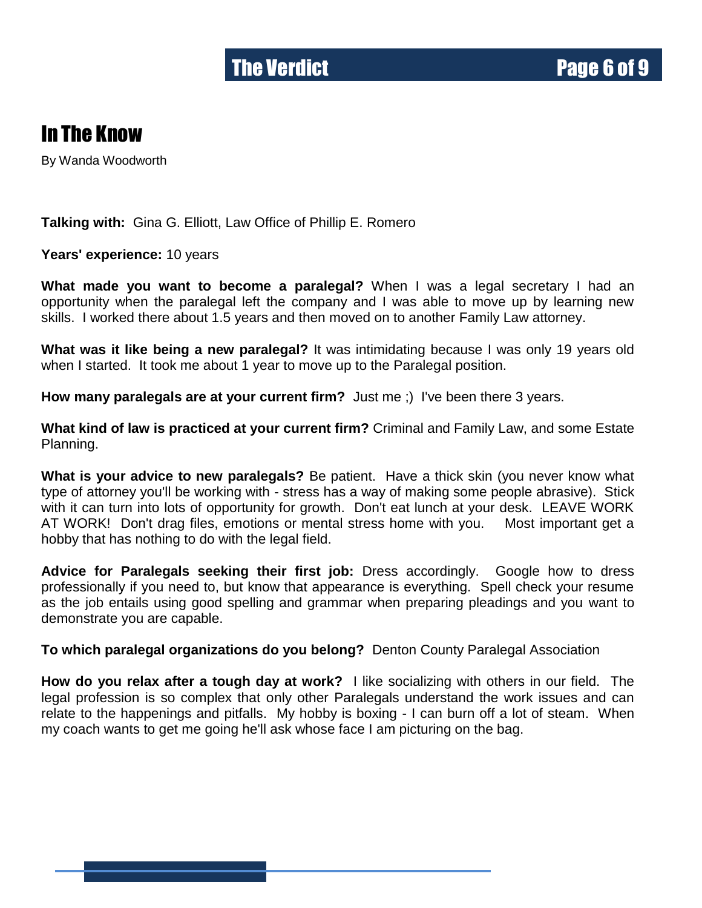# In The Know

By Wanda Woodworth

**Talking with:** Gina G. Elliott, Law Office of Phillip E. Romero

**Years' experience:** 10 years

**What made you want to become a paralegal?** When I was a legal secretary I had an opportunity when the paralegal left the company and I was able to move up by learning new skills. I worked there about 1.5 years and then moved on to another Family Law attorney.

**What was it like being a new paralegal?** It was intimidating because I was only 19 years old when I started. It took me about 1 year to move up to the Paralegal position.

**How many paralegals are at your current firm?** Just me ;) I've been there 3 years.

**What kind of law is practiced at your current firm?** Criminal and Family Law, and some Estate Planning.

**What is your advice to new paralegals?** Be patient. Have a thick skin (you never know what type of attorney you'll be working with - stress has a way of making some people abrasive). Stick with it can turn into lots of opportunity for growth. Don't eat lunch at your desk. LEAVE WORK AT WORK! Don't drag files, emotions or mental stress home with you. Most important get a hobby that has nothing to do with the legal field.

**Advice for Paralegals seeking their first job:** Dress accordingly. Google how to dress professionally if you need to, but know that appearance is everything. Spell check your resume as the job entails using good spelling and grammar when preparing pleadings and you want to demonstrate you are capable.

**To which paralegal organizations do you belong?** Denton County Paralegal Association

**How do you relax after a tough day at work?** I like socializing with others in our field. The legal profession is so complex that only other Paralegals understand the work issues and can relate to the happenings and pitfalls. My hobby is boxing - I can burn off a lot of steam. When my coach wants to get me going he'll ask whose face I am picturing on the bag.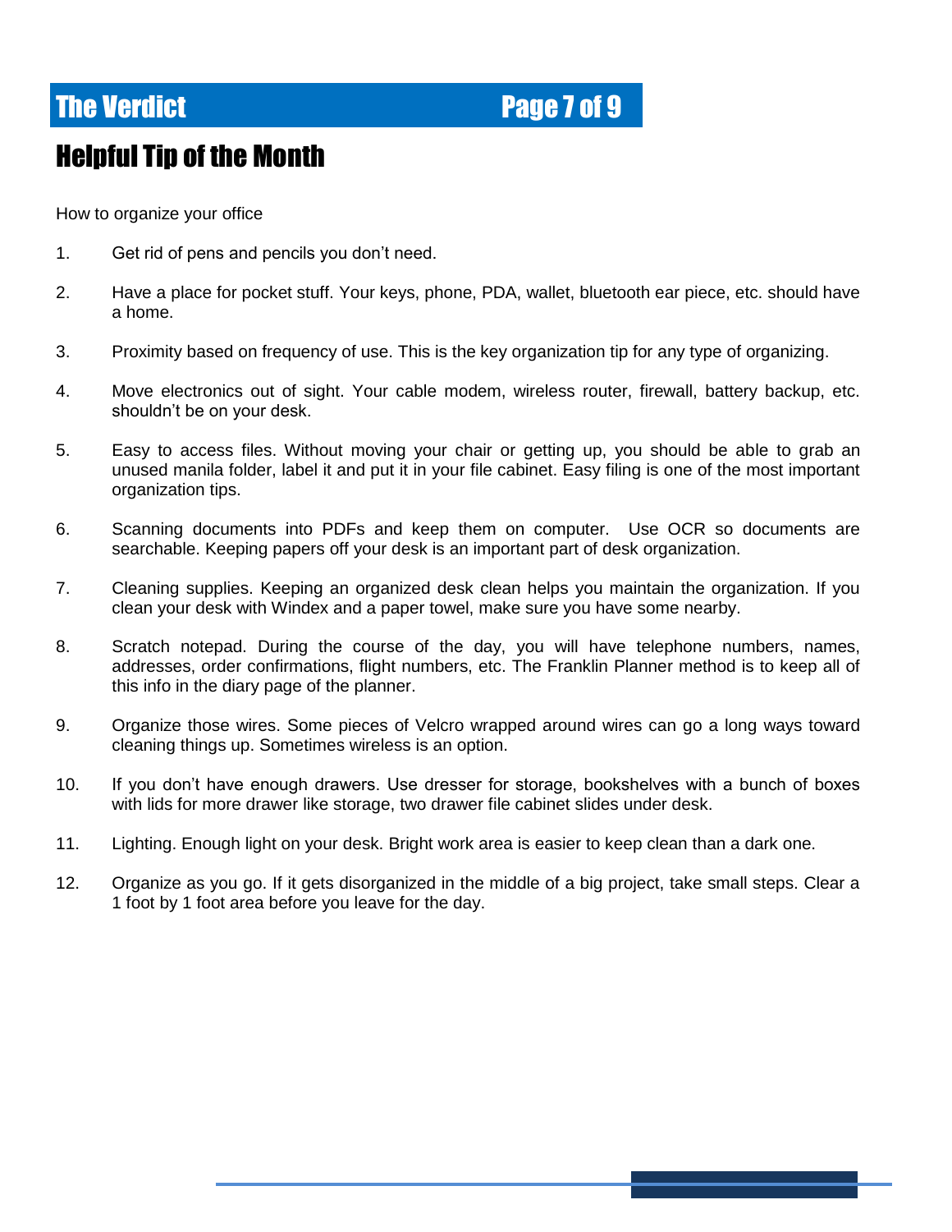## Helpful Tip of the Month

How to organize your office

1. Get rid of pens and pencils you don't need.

2. Have a place for pocket stuff. Your keys, phone, PDA, wallet, bluetooth ear piece, etc. should have a home.

3. Proximity based on frequency of use. This is the key organization tip for any type of organizing.

4. Move electronics out of sight. Your cable modem, wireless router, firewall, battery backup, etc. shouldn't be on your desk.

5. Easy to access files. Without moving your chair or getting up, you should be able to grab an unused manila folder, label it and put it in your file cabinet. Easy filing is one of the most important organization tips.

6. Scanning documents into PDFs and keep them on computer. Use OCR so documents are searchable. Keeping papers off your desk is an important part of desk organization.

7. Cleaning supplies. Keeping an organized desk clean helps you maintain the organization. If you clean your desk with Windex and a paper towel, make sure you have some nearby.

8. Scratch notepad. During the course of the day, you will have telephone numbers, names, addresses, order confirmations, flight numbers, etc. The Franklin Planner method is to keep all of this info in the diary page of the planner.

9. Organize those wires. Some pieces of Velcro wrapped around wires can go a long ways toward cleaning things up. Sometimes wireless is an option.

10. If you don't have enough drawers. Use dresser for storage, bookshelves with a bunch of boxes with lids for more drawer like storage, two drawer file cabinet slides under desk.

11. Lighting. Enough light on your desk. Bright work area is easier to keep clean than a dark one.

12. Organize as you go. If it gets disorganized in the middle of a big project, take small steps. Clear a 1 foot by 1 foot area before you leave for the day.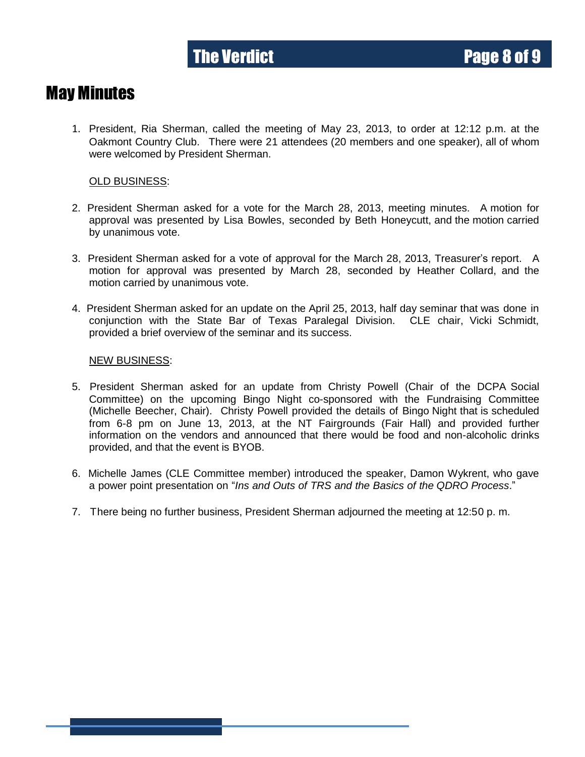# May Minutes

1. President, Ria Sherman, called the meeting of May 23, 2013, to order at 12:12 p.m. at the Oakmont Country Club. There were 21 attendees (20 members and one speaker), all of whom were welcomed by President Sherman.

   OLD BUSINESS:

2. President Sherman asked for a vote for the March 28, 2013, meeting minutes. A motion for approval was presented by Lisa Bowles, seconded by Beth Honeycutt, and the motion carried by unanimous vote.

3. President Sherman asked for a vote of approval for the March 28, 2013, Treasurer's report. A motion for approval was presented by March 28, seconded by Heather Collard, and the motion carried by unanimous vote.

4. President Sherman asked for an update on the April 25, 2013, half day seminar that was done in conjunction with the State Bar of Texas Paralegal Division. CLE chair, Vicki Schmidt, provided a brief overview of the seminar and its success.

   NEW BUSINESS:

5. President Sherman asked for an update from Christy Powell (Chair of the DCPA Social Committee) on the upcoming Bingo Night co-sponsored with the Fundraising Committee (Michelle Beecher, Chair). Christy Powell provided the details of Bingo Night that is scheduled from 6-8 pm on June 13, 2013, at the NT Fairgrounds (Fair Hall) and provided further information on the vendors and announced that there would be food and non-alcoholic drinks provided, and that the event is BYOB.

6. Michelle James (CLE Committee member) introduced the speaker, Damon Wykrent, who gave a power point presentation on "*Ins and Outs of TRS and the Basics of the QDRO Process*."

7. There being no further business, President Sherman adjourned the meeting at 12:50 p. m.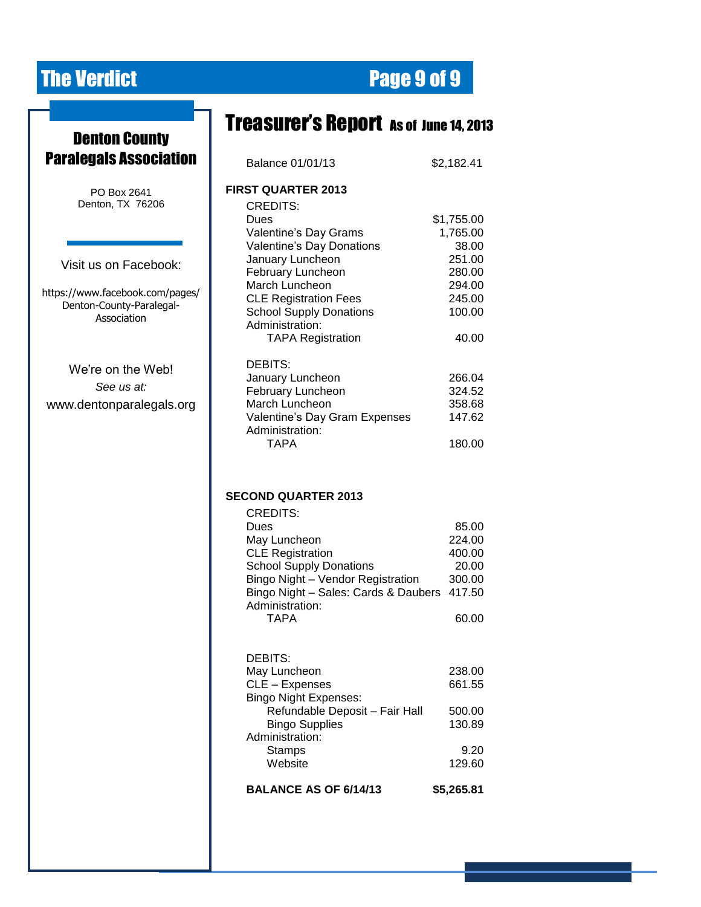## Denton County Paralegals Association

PO Box 2641
Denton, TX 76206

Visit us on Facebook:

https://www.facebook.com/pages/Denton-County-Paralegal-Association

We're on the Web!

*See us at:*

www.dentonparalegals.org

# Treasurer's Report As of June 14, 2013

| | |
|---|---|
| Balance 01/01/13 | $2,182.41 |
| **FIRST QUARTER 2013** | |
| CREDITS: | |
| Dues | $1,755.00 |
| Valentine's Day Grams | 1,765.00 |
| Valentine's Day Donations | 38.00 |
| January Luncheon | 251.00 |
| February Luncheon | 280.00 |
| March Luncheon | 294.00 |
| CLE Registration Fees | 245.00 |
| School Supply Donations | 100.00 |
| Administration: | |
| TAPA Registration | 40.00 |
| DEBITS: | |
| January Luncheon | 266.04 |
| February Luncheon | 324.52 |
| March Luncheon | 358.68 |
| Valentine's Day Gram Expenses | 147.62 |
| Administration: | |
| TAPA | 180.00 |
| **SECOND QUARTER 2013** | |
| CREDITS: | |
| Dues | 85.00 |
| May Luncheon | 224.00 |
| CLE Registration | 400.00 |
| School Supply Donations | 20.00 |
| Bingo Night – Vendor Registration | 300.00 |
| Bingo Night – Sales: Cards & Daubers | 417.50 |
| Administration: | |
| TAPA | 60.00 |
| DEBITS: | |
| May Luncheon | 238.00 |
| CLE – Expenses | 661.55 |
| Bingo Night Expenses: | |
| Refundable Deposit – Fair Hall | 500.00 |
| Bingo Supplies | 130.89 |
| Administration: | |
| Stamps | 9.20 |
| Website | 129.60 |
| **BALANCE AS OF 6/14/13** | **$5,265.81** |